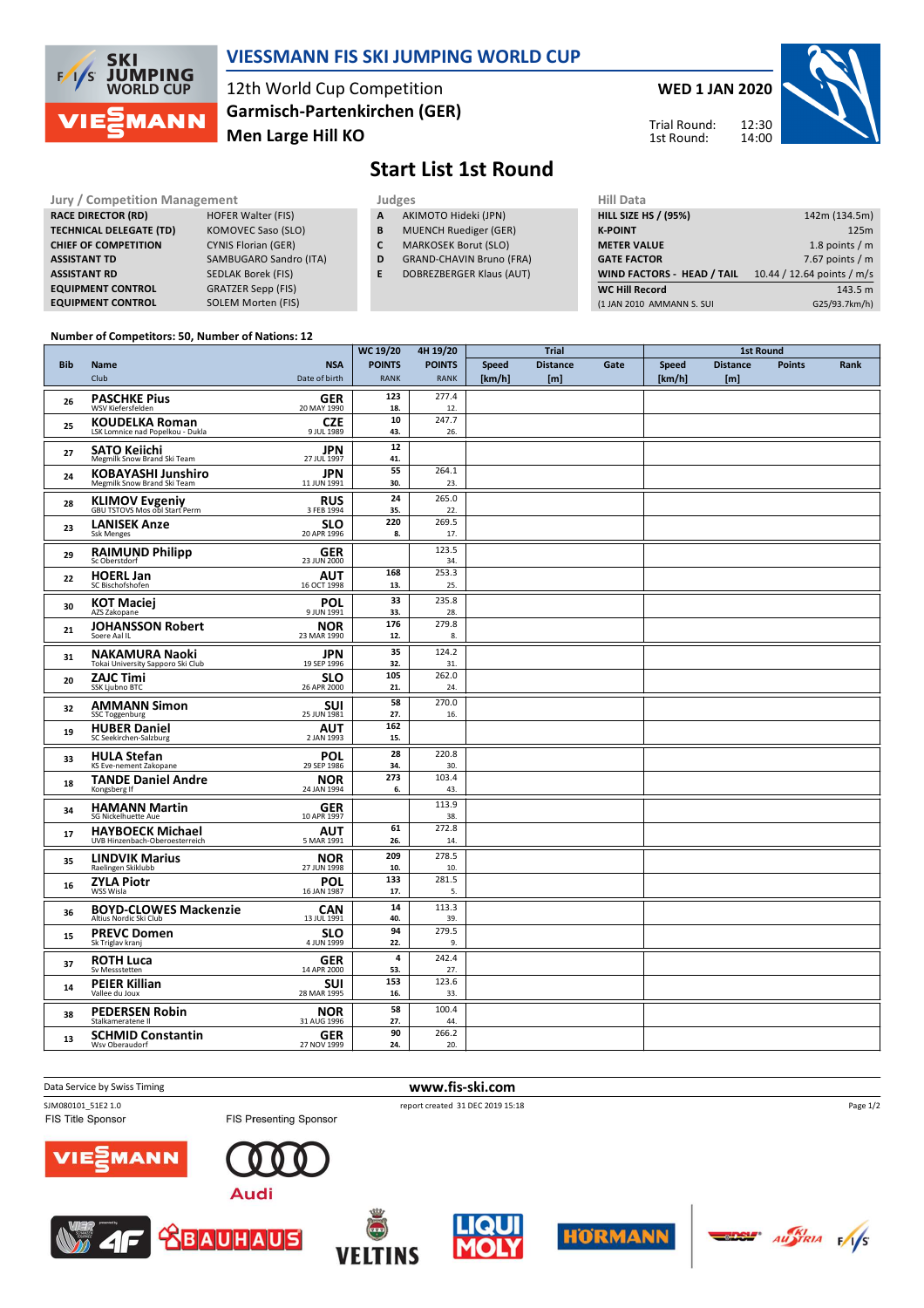# VIESSMANN FIS SKI JUMPING WORLD CUP

12th World Cup Competition
**Garmisch-Partenkirchen (GER)**
**Men Large Hill KO**

**WED 1 JAN 2020**

Trial Round: 12:30
1st Round: 14:00

## Start List 1st Round

| Jury / Competition Management | |
|---|---|
| RACE DIRECTOR (RD) | HOFER Walter (FIS) |
| TECHNICAL DELEGATE (TD) | KOMOVEC Saso (SLO) |
| CHIEF OF COMPETITION | CYNIS Florian (GER) |
| ASSISTANT TD | SAMBUGARO Sandro (ITA) |
| ASSISTANT RD | SEDLAK Borek (FIS) |
| EQUIPMENT CONTROL | GRATZER Sepp (FIS) |
| EQUIPMENT CONTROL | SOLEM Morten (FIS) |

| Judges | |
|---|---|
| A | AKIMOTO Hideki (JPN) |
| B | MUENCH Ruediger (GER) |
| C | MARKOSEK Borut (SLO) |
| D | GRAND-CHAVIN Bruno (FRA) |
| E | DOBREZBERGER Klaus (AUT) |

| Hill Data | |
|---|---|
| HILL SIZE HS / (95%) | 142m (134.5m) |
| K-POINT | 125m |
| METER VALUE | 1.8 points / m |
| GATE FACTOR | 7.67 points / m |
| WIND FACTORS - HEAD / TAIL | 10.44 / 12.64 points / m/s |
| WC Hill Record | 143.5 m |
| (1 JAN 2010 AMMANN S. SUI | G25/93.7km/h) |

Number of Competitors: 50, Number of Nations: 12

| Bib | Name / Club | NSA / Date of birth | WC 19/20 POINTS / RANK | 4H 19/20 POINTS / RANK | Trial Speed [km/h] | Trial Distance [m] | Trial Gate | 1st Round Speed [km/h] | 1st Round Distance [m] | 1st Round Points | 1st Round Rank |
|---|---|---|---|---|---|---|---|---|---|---|---|
| 26 | **PASCHKE Pius** WSV Kiefersfelden | GER 20 MAY 1990 | 123 18. | 277.4 12. | | | | | | | |
| 25 | **KOUDELKA Roman** LSK Lomnice nad Popelkou - Dukla | CZE 9 JUL 1989 | 10 43. | 247.7 26. | | | | | | | |
| 27 | **SATO Keiichi** Megmilk Snow Brand Ski Team | JPN 27 JUL 1997 | 12 41. | | | | | | | | |
| 24 | **KOBAYASHI Junshiro** Megmilk Snow Brand Ski Team | JPN 11 JUN 1991 | 55 30. | 264.1 23. | | | | | | | |
| 28 | **KLIMOV Evgeniy** GBU TSTOVS Mos obl Start Perm | RUS 3 FEB 1994 | 24 35. | 265.0 22. | | | | | | | |
| 23 | **LANISEK Anze** Ssk Menges | SLO 20 APR 1996 | 220 8. | 269.5 17. | | | | | | | |
| 29 | **RAIMUND Philipp** Sc Oberstdorf | GER 23 JUN 2000 | | 123.5 34. | | | | | | | |
| 22 | **HOERL Jan** SC Bischofshofen | AUT 16 OCT 1998 | 168 13. | 253.3 25. | | | | | | | |
| 30 | **KOT Maciej** AZS Zakopane | POL 9 JUN 1991 | 33 33. | 235.8 28. | | | | | | | |
| 21 | **JOHANSSON Robert** Soere Aal IL | NOR 23 MAR 1990 | 176 12. | 279.8 8. | | | | | | | |
| 31 | **NAKAMURA Naoki** Tokai University Sapporo Ski Club | JPN 19 SEP 1996 | 35 32. | 124.2 31. | | | | | | | |
| 20 | **ZAJC Timi** SSK Ljubno BTC | SLO 26 APR 2000 | 105 21. | 262.0 24. | | | | | | | |
| 32 | **AMMANN Simon** SSC Toggenburg | SUI 25 JUN 1981 | 58 27. | 270.0 16. | | | | | | | |
| 19 | **HUBER Daniel** SC Seekirchen-Salzburg | AUT 2 JAN 1993 | 162 15. | | | | | | | | |
| 33 | **HULA Stefan** KS Eve-nement Zakopane | POL 29 SEP 1986 | 28 34. | 220.8 30. | | | | | | | |
| 18 | **TANDE Daniel Andre** Kongsberg If | NOR 24 JAN 1994 | 273 6. | 103.4 43. | | | | | | | |
| 34 | **HAMANN Martin** SG Nickelhuette Aue | GER 10 APR 1997 | | 113.9 38. | | | | | | | |
| 17 | **HAYBOECK Michael** UVB Hinzenbach-Oberoesterreich | AUT 5 MAR 1991 | 61 26. | 272.8 14. | | | | | | | |
| 35 | **LINDVIK Marius** Raelingen Skiklubb | NOR 27 JUN 1998 | 209 10. | 278.5 10. | | | | | | | |
| 16 | **ZYLA Piotr** WSS Wisla | POL 16 JAN 1987 | 133 17. | 281.5 5. | | | | | | | |
| 36 | **BOYD-CLOWES Mackenzie** Altius Nordic Ski Club | CAN 13 JUL 1991 | 14 40. | 113.3 39. | | | | | | | |
| 15 | **PREVC Domen** Sk Triglav kranj | SLO 4 JUN 1999 | 94 22. | 279.5 9. | | | | | | | |
| 37 | **ROTH Luca** Sv Messstetten | GER 14 APR 2000 | 4 53. | 242.4 27. | | | | | | | |
| 14 | **PEIER Killian** Vallee du Joux | SUI 28 MAR 1995 | 153 16. | 123.6 33. | | | | | | | |
| 38 | **PEDERSEN Robin** Stalkameratene Il | NOR 31 AUG 1996 | 58 27. | 100.4 44. | | | | | | | |
| 13 | **SCHMID Constantin** Wsv Oberaudorf | GER 27 NOV 1999 | 90 24. | 266.2 20. | | | | | | | |

Data Service by Swiss Timing

www.fis-ski.com

SJM080101_51E2 1.0 report created 31 DEC 2019 15:18

FIS Title Sponsor

FIS Presenting Sponsor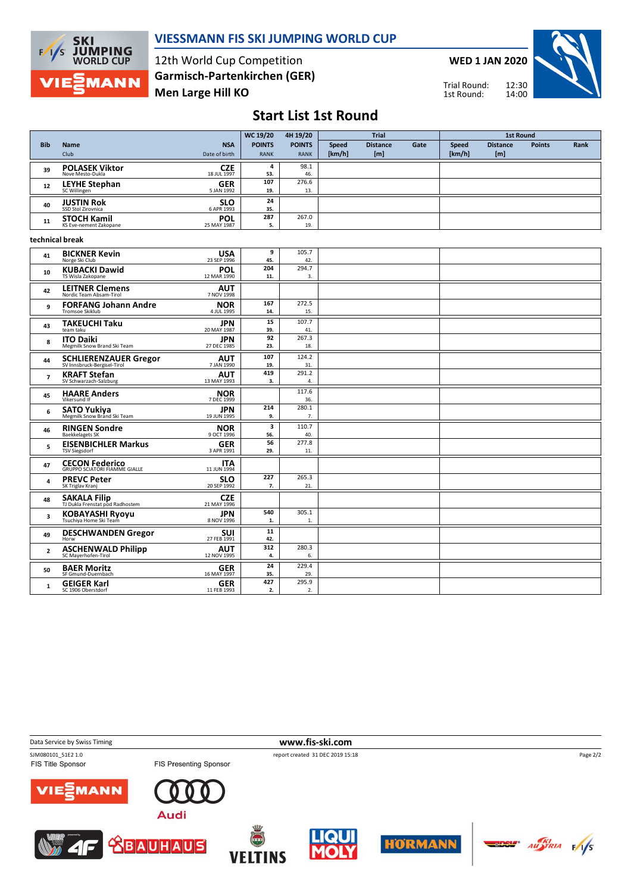# VIESSMANN FIS SKI JUMPING WORLD CUP

12th World Cup Competition
**Garmisch-Partenkirchen (GER)**
**Men Large Hill KO**

**WED 1 JAN 2020**

Trial Round: 12:30
1st Round: 14:00

## Start List 1st Round

| Bib | Name / Club | NSA / Date of birth | WC 19/20 POINTS / RANK | 4H 19/20 POINTS / RANK | Trial Speed [km/h] | Trial Distance [m] | Trial Gate | 1st Round Speed [km/h] | 1st Round Distance [m] | 1st Round Points | 1st Round Rank |
|---|---|---|---|---|---|---|---|---|---|---|---|
| 39 | **POLASEK Viktor** Nove Mesto-Dukla | **CZE** 18 JUL 1997 | 4 / 53. | 98.1 / 46. | | | | | | | |
| 12 | **LEYHE Stephan** SC Willingen | **GER** 5 JAN 1992 | 107 / 19. | 276.6 / 13. | | | | | | | |
| 40 | **JUSTIN Rok** SSD Stol Zirovnica | **SLO** 6 APR 1993 | 24 / 35. | | | | | | | | |
| 11 | **STOCH Kamil** KS Eve-nement Zakopane | **POL** 25 MAY 1987 | 287 / 5. | 267.0 / 19. | | | | | | | |
| | **technical break** | | | | | | | | | | |
| 41 | **BICKNER Kevin** Norge Ski Club | **USA** 23 SEP 1996 | 9 / 45. | 105.7 / 42. | | | | | | | |
| 10 | **KUBACKI Dawid** TS Wisla Zakopane | **POL** 12 MAR 1990 | 204 / 11. | 294.7 / 3. | | | | | | | |
| 42 | **LEITNER Clemens** Nordic Team Absam-Tirol | **AUT** 7 NOV 1998 | | | | | | | | | |
| 9 | **FORFANG Johann Andre** Tromsoe Skiklub | **NOR** 4 JUL 1995 | 167 / 14. | 272.5 / 15. | | | | | | | |
| 43 | **TAKEUCHI Taku** team taku | **JPN** 20 MAY 1987 | 15 / 39. | 107.7 / 41. | | | | | | | |
| 8 | **ITO Daiki** Megmilk Snow Brand Ski Team | **JPN** 27 DEC 1985 | 92 / 23. | 267.3 / 18. | | | | | | | |
| 44 | **SCHLIERENZAUER Gregor** SV Innsbruck-Bergisel-Tirol | **AUT** 7 JAN 1990 | 107 / 19. | 124.2 / 31. | | | | | | | |
| 7 | **KRAFT Stefan** SV Schwarzach-Salzburg | **AUT** 13 MAY 1993 | 419 / 3. | 291.2 / 4. | | | | | | | |
| 45 | **HAARE Anders** Vikersund IF | **NOR** 7 DEC 1999 | | 117.6 / 36. | | | | | | | |
| 6 | **SATO Yukiya** Megmilk Snow Brand Ski Team | **JPN** 19 JUN 1995 | 214 / 9. | 280.1 / 7. | | | | | | | |
| 46 | **RINGEN Sondre** Baekkelagets SK | **NOR** 9 OCT 1996 | 3 / 56. | 110.7 / 40. | | | | | | | |
| 5 | **EISENBICHLER Markus** TSV Siegsdorf | **GER** 3 APR 1991 | 56 / 29. | 277.8 / 11. | | | | | | | |
| 47 | **CECON Federico** GRUPPO SCIATORI FIAMME GIALLE | **ITA** 11 JUN 1994 | | | | | | | | | |
| 4 | **PREVC Peter** SK Triglav Kranj | **SLO** 20 SEP 1992 | 227 / 7. | 265.3 / 21. | | | | | | | |
| 48 | **SAKALA Filip** TJ Dukla Frenstat pod Radhostem | **CZE** 21 MAY 1996 | | | | | | | | | |
| 3 | **KOBAYASHI Ryoyu** Tsuchiya Home Ski Team | **JPN** 8 NOV 1996 | 540 / 1. | 305.1 / 1. | | | | | | | |
| 49 | **DESCHWANDEN Gregor** Horw | **SUI** 27 FEB 1991 | 11 / 42. | | | | | | | | |
| 2 | **ASCHENWALD Philipp** SC Mayerhofen-Tirol | **AUT** 12 NOV 1995 | 312 / 4. | 280.3 / 6. | | | | | | | |
| 50 | **BAER Moritz** SF Gmund-Duernbach | **GER** 16 MAY 1997 | 24 / 35. | 229.4 / 29. | | | | | | | |
| 1 | **GEIGER Karl** SC 1906 Oberstdorf | **GER** 11 FEB 1993 | 427 / 2. | 295.9 / 2. | | | | | | | |

Data Service by Swiss Timing — www.fis-ski.com

SJM080101_51E2 1.0 — report created 31 DEC 2019 15:18

FIS Title Sponsor — FIS Presenting Sponsor